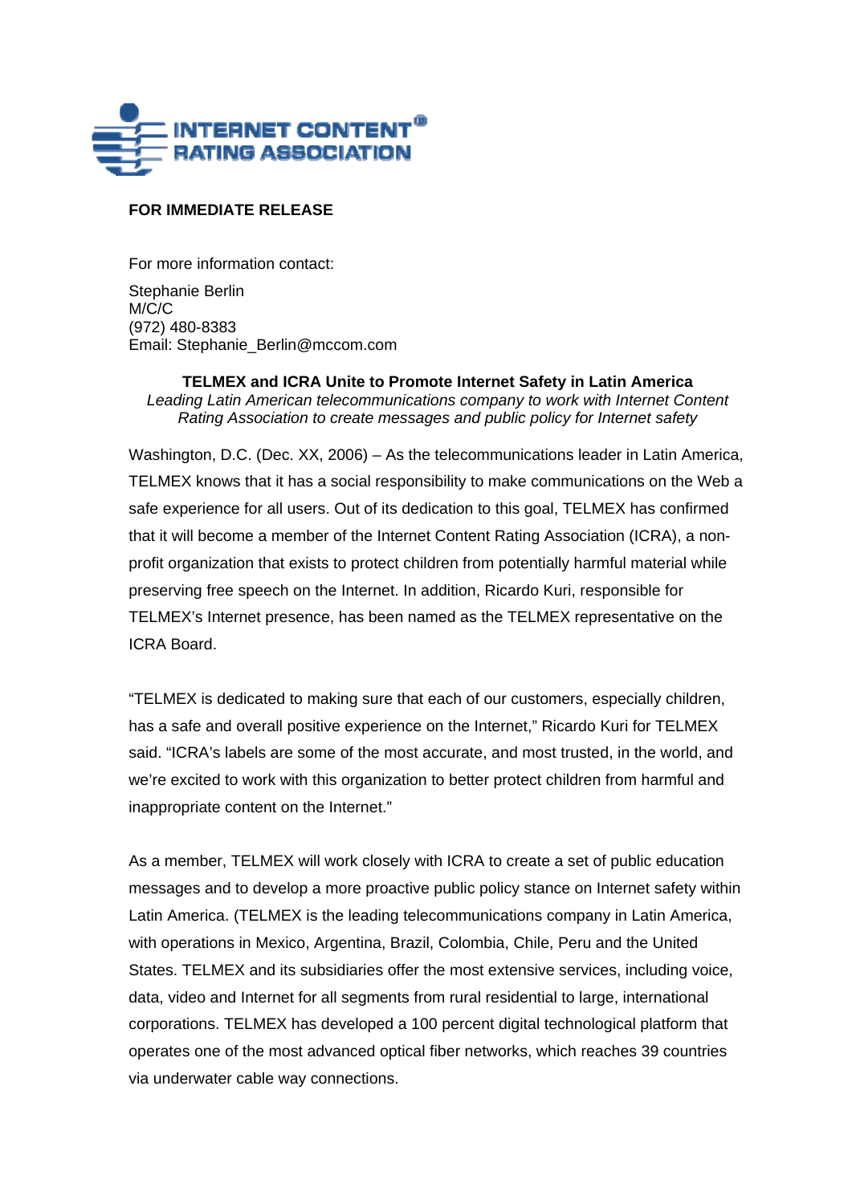INTERNET CONTENT® RATING ASSOCIATION

**FOR IMMEDIATE RELEASE**

For more information contact:

Stephanie Berlin
M/C/C
(972) 480-8383
Email: Stephanie_Berlin@mccom.com

**TELMEX and ICRA Unite to Promote Internet Safety in Latin America**
*Leading Latin American telecommunications company to work with Internet Content Rating Association to create messages and public policy for Internet safety*

Washington, D.C. (Dec. XX, 2006) – As the telecommunications leader in Latin America, TELMEX knows that it has a social responsibility to make communications on the Web a safe experience for all users. Out of its dedication to this goal, TELMEX has confirmed that it will become a member of the Internet Content Rating Association (ICRA), a non-profit organization that exists to protect children from potentially harmful material while preserving free speech on the Internet. In addition, Ricardo Kuri, responsible for TELMEX's Internet presence, has been named as the TELMEX representative on the ICRA Board.

"TELMEX is dedicated to making sure that each of our customers, especially children, has a safe and overall positive experience on the Internet," Ricardo Kuri for TELMEX said. "ICRA's labels are some of the most accurate, and most trusted, in the world, and we're excited to work with this organization to better protect children from harmful and inappropriate content on the Internet."

As a member, TELMEX will work closely with ICRA to create a set of public education messages and to develop a more proactive public policy stance on Internet safety within Latin America. (TELMEX is the leading telecommunications company in Latin America, with operations in Mexico, Argentina, Brazil, Colombia, Chile, Peru and the United States. TELMEX and its subsidiaries offer the most extensive services, including voice, data, video and Internet for all segments from rural residential to large, international corporations. TELMEX has developed a 100 percent digital technological platform that operates one of the most advanced optical fiber networks, which reaches 39 countries via underwater cable way connections.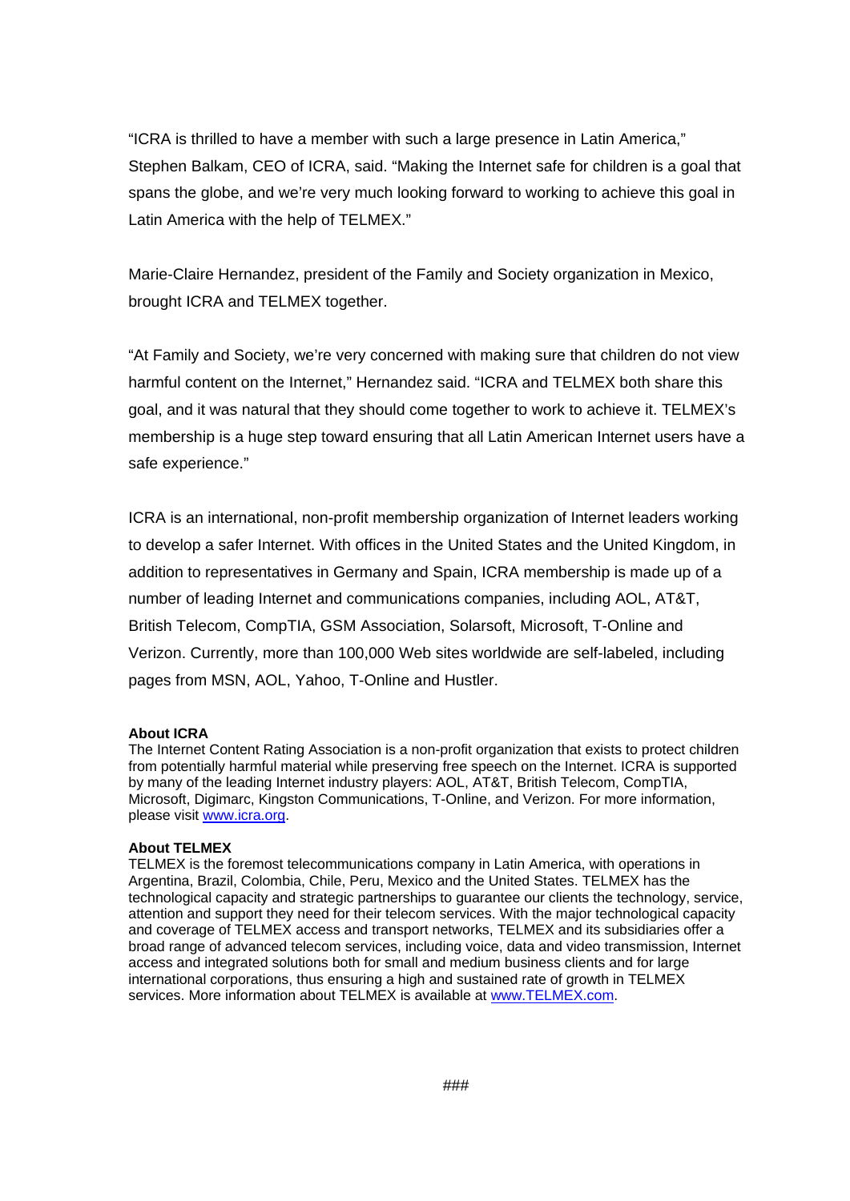"ICRA is thrilled to have a member with such a large presence in Latin America," Stephen Balkam, CEO of ICRA, said. "Making the Internet safe for children is a goal that spans the globe, and we're very much looking forward to working to achieve this goal in Latin America with the help of TELMEX."

Marie-Claire Hernandez, president of the Family and Society organization in Mexico, brought ICRA and TELMEX together.

"At Family and Society, we're very concerned with making sure that children do not view harmful content on the Internet," Hernandez said. "ICRA and TELMEX both share this goal, and it was natural that they should come together to work to achieve it. TELMEX's membership is a huge step toward ensuring that all Latin American Internet users have a safe experience."

ICRA is an international, non-profit membership organization of Internet leaders working to develop a safer Internet. With offices in the United States and the United Kingdom, in addition to representatives in Germany and Spain, ICRA membership is made up of a number of leading Internet and communications companies, including AOL, AT&T, British Telecom, CompTIA, GSM Association, Solarsoft, Microsoft, T-Online and Verizon. Currently, more than 100,000 Web sites worldwide are self-labeled, including pages from MSN, AOL, Yahoo, T-Online and Hustler.

**About ICRA**
The Internet Content Rating Association is a non-profit organization that exists to protect children from potentially harmful material while preserving free speech on the Internet. ICRA is supported by many of the leading Internet industry players: AOL, AT&T, British Telecom, CompTIA, Microsoft, Digimarc, Kingston Communications, T-Online, and Verizon. For more information, please visit [www.icra.org](http://www.icra.org).

**About TELMEX**
TELMEX is the foremost telecommunications company in Latin America, with operations in Argentina, Brazil, Colombia, Chile, Peru, Mexico and the United States. TELMEX has the technological capacity and strategic partnerships to guarantee our clients the technology, service, attention and support they need for their telecom services. With the major technological capacity and coverage of TELMEX access and transport networks, TELMEX and its subsidiaries offer a broad range of advanced telecom services, including voice, data and video transmission, Internet access and integrated solutions both for small and medium business clients and for large international corporations, thus ensuring a high and sustained rate of growth in TELMEX services. More information about TELMEX is available at [www.TELMEX.com](http://www.TELMEX.com).

###